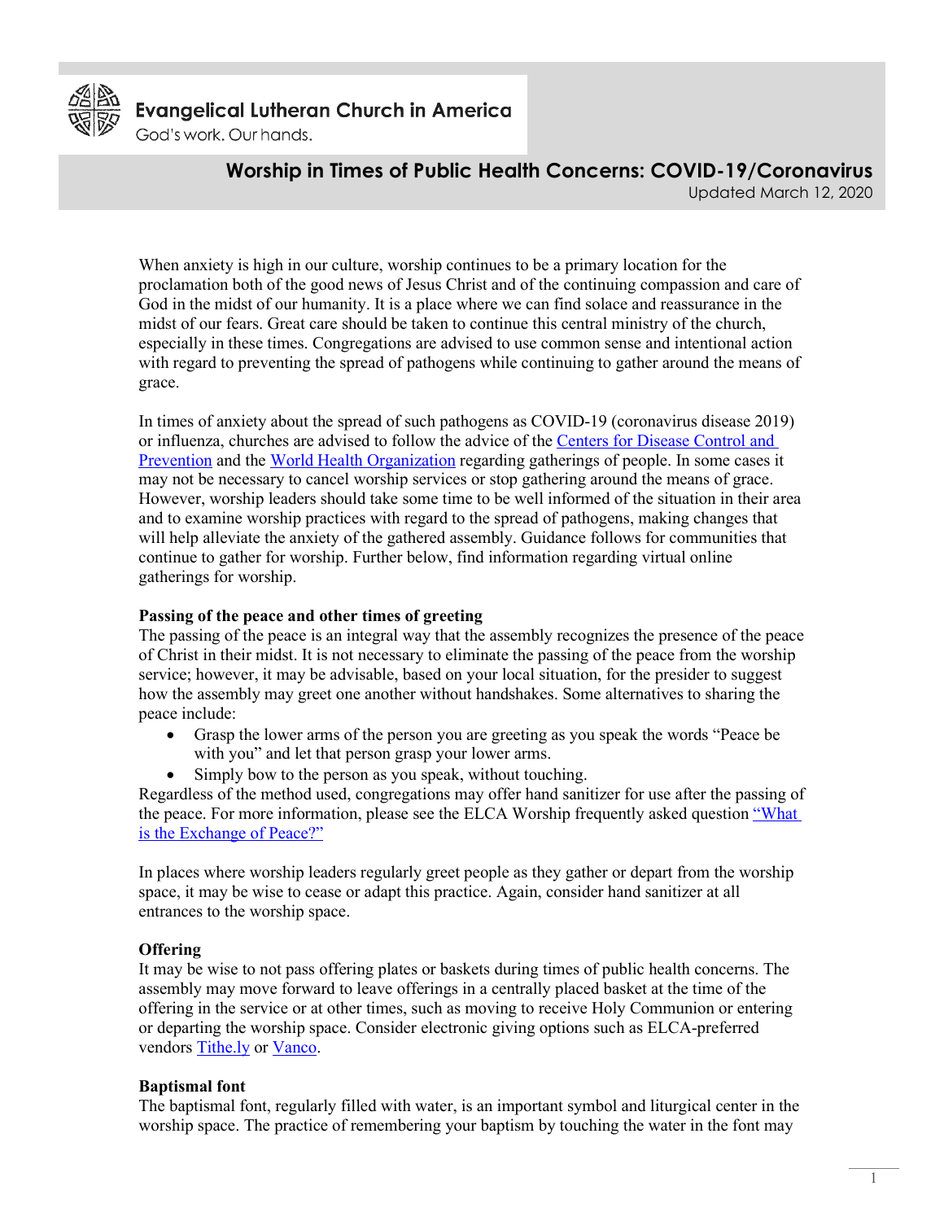Evangelical Lutheran Church in America

God's work. Our hands.

# Worship in Times of Public Health Concerns: COVID-19/Coronavirus

Updated March 12, 2020

When anxiety is high in our culture, worship continues to be a primary location for the proclamation both of the good news of Jesus Christ and of the continuing compassion and care of God in the midst of our humanity. It is a place where we can find solace and reassurance in the midst of our fears. Great care should be taken to continue this central ministry of the church, especially in these times. Congregations are advised to use common sense and intentional action with regard to preventing the spread of pathogens while continuing to gather around the means of grace.

In times of anxiety about the spread of such pathogens as COVID-19 (coronavirus disease 2019) or influenza, churches are advised to follow the advice of the Centers for Disease Control and Prevention and the World Health Organization regarding gatherings of people. In some cases it may not be necessary to cancel worship services or stop gathering around the means of grace. However, worship leaders should take some time to be well informed of the situation in their area and to examine worship practices with regard to the spread of pathogens, making changes that will help alleviate the anxiety of the gathered assembly. Guidance follows for communities that continue to gather for worship. Further below, find information regarding virtual online gatherings for worship.

**Passing of the peace and other times of greeting**

The passing of the peace is an integral way that the assembly recognizes the presence of the peace of Christ in their midst. It is not necessary to eliminate the passing of the peace from the worship service; however, it may be advisable, based on your local situation, for the presider to suggest how the assembly may greet one another without handshakes. Some alternatives to sharing the peace include:

- Grasp the lower arms of the person you are greeting as you speak the words "Peace be with you" and let that person grasp your lower arms.
- Simply bow to the person as you speak, without touching.

Regardless of the method used, congregations may offer hand sanitizer for use after the passing of the peace. For more information, please see the ELCA Worship frequently asked question "What is the Exchange of Peace?"

In places where worship leaders regularly greet people as they gather or depart from the worship space, it may be wise to cease or adapt this practice. Again, consider hand sanitizer at all entrances to the worship space.

**Offering**

It may be wise to not pass offering plates or baskets during times of public health concerns. The assembly may move forward to leave offerings in a centrally placed basket at the time of the offering in the service or at other times, such as moving to receive Holy Communion or entering or departing the worship space. Consider electronic giving options such as ELCA-preferred vendors Tithe.ly or Vanco.

**Baptismal font**

The baptismal font, regularly filled with water, is an important symbol and liturgical center in the worship space. The practice of remembering your baptism by touching the water in the font may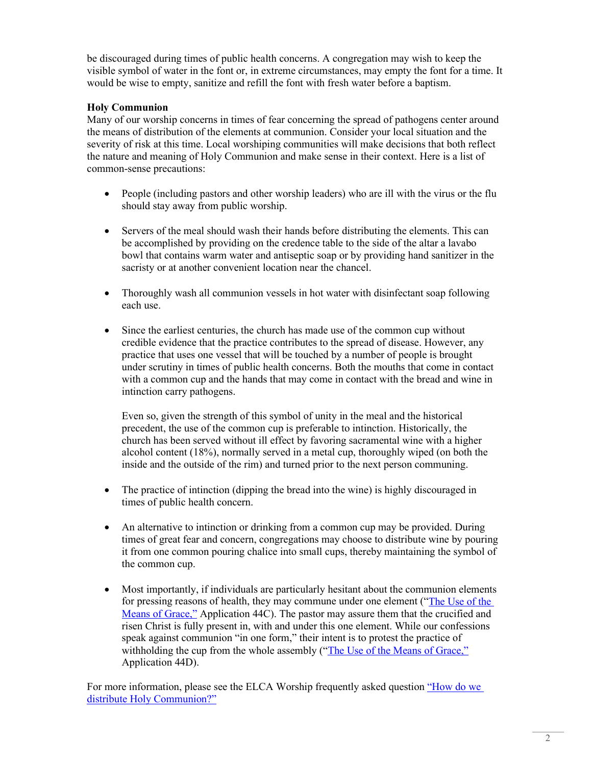be discouraged during times of public health concerns. A congregation may wish to keep the visible symbol of water in the font or, in extreme circumstances, may empty the font for a time. It would be wise to empty, sanitize and refill the font with fresh water before a baptism.

**Holy Communion**

Many of our worship concerns in times of fear concerning the spread of pathogens center around the means of distribution of the elements at communion. Consider your local situation and the severity of risk at this time. Local worshiping communities will make decisions that both reflect the nature and meaning of Holy Communion and make sense in their context. Here is a list of common-sense precautions:

- People (including pastors and other worship leaders) who are ill with the virus or the flu should stay away from public worship.

- Servers of the meal should wash their hands before distributing the elements. This can be accomplished by providing on the credence table to the side of the altar a lavabo bowl that contains warm water and antiseptic soap or by providing hand sanitizer in the sacristy or at another convenient location near the chancel.

- Thoroughly wash all communion vessels in hot water with disinfectant soap following each use.

- Since the earliest centuries, the church has made use of the common cup without credible evidence that the practice contributes to the spread of disease. However, any practice that uses one vessel that will be touched by a number of people is brought under scrutiny in times of public health concerns. Both the mouths that come in contact with a common cup and the hands that may come in contact with the bread and wine in intinction carry pathogens.

  Even so, given the strength of this symbol of unity in the meal and the historical precedent, the use of the common cup is preferable to intinction. Historically, the church has been served without ill effect by favoring sacramental wine with a higher alcohol content (18%), normally served in a metal cup, thoroughly wiped (on both the inside and the outside of the rim) and turned prior to the next person communing.

- The practice of intinction (dipping the bread into the wine) is highly discouraged in times of public health concern.

- An alternative to intinction or drinking from a common cup may be provided. During times of great fear and concern, congregations may choose to distribute wine by pouring it from one common pouring chalice into small cups, thereby maintaining the symbol of the common cup.

- Most importantly, if individuals are particularly hesitant about the communion elements for pressing reasons of health, they may commune under one element ("The Use of the Means of Grace," Application 44C). The pastor may assure them that the crucified and risen Christ is fully present in, with and under this one element. While our confessions speak against communion "in one form," their intent is to protest the practice of withholding the cup from the whole assembly ("The Use of the Means of Grace," Application 44D).

For more information, please see the ELCA Worship frequently asked question "How do we distribute Holy Communion?"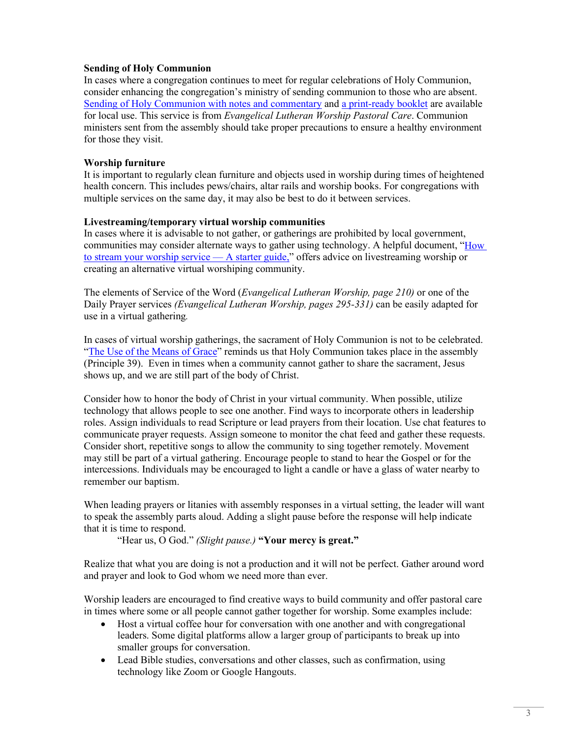**Sending of Holy Communion**

In cases where a congregation continues to meet for regular celebrations of Holy Communion, consider enhancing the congregation's ministry of sending communion to those who are absent. Sending of Holy Communion with notes and commentary and a print-ready booklet are available for local use. This service is from *Evangelical Lutheran Worship Pastoral Care*. Communion ministers sent from the assembly should take proper precautions to ensure a healthy environment for those they visit.

**Worship furniture**

It is important to regularly clean furniture and objects used in worship during times of heightened health concern. This includes pews/chairs, altar rails and worship books. For congregations with multiple services on the same day, it may also be best to do it between services.

**Livestreaming/temporary virtual worship communities**

In cases where it is advisable to not gather, or gatherings are prohibited by local government, communities may consider alternate ways to gather using technology. A helpful document, "How to stream your worship service — A starter guide," offers advice on livestreaming worship or creating an alternative virtual worshiping community.

The elements of Service of the Word (*Evangelical Lutheran Worship, page 210)* or one of the Daily Prayer services *(Evangelical Lutheran Worship, pages 295-331)* can be easily adapted for use in a virtual gathering*.*

In cases of virtual worship gatherings, the sacrament of Holy Communion is not to be celebrated. "The Use of the Means of Grace" reminds us that Holy Communion takes place in the assembly (Principle 39). Even in times when a community cannot gather to share the sacrament, Jesus shows up, and we are still part of the body of Christ.

Consider how to honor the body of Christ in your virtual community. When possible, utilize technology that allows people to see one another. Find ways to incorporate others in leadership roles. Assign individuals to read Scripture or lead prayers from their location. Use chat features to communicate prayer requests. Assign someone to monitor the chat feed and gather these requests. Consider short, repetitive songs to allow the community to sing together remotely. Movement may still be part of a virtual gathering. Encourage people to stand to hear the Gospel or for the intercessions. Individuals may be encouraged to light a candle or have a glass of water nearby to remember our baptism.

When leading prayers or litanies with assembly responses in a virtual setting, the leader will want to speak the assembly parts aloud. Adding a slight pause before the response will help indicate that it is time to respond.

> "Hear us, O God." *(Slight pause.)* **"Your mercy is great."**

Realize that what you are doing is not a production and it will not be perfect. Gather around word and prayer and look to God whom we need more than ever.

Worship leaders are encouraged to find creative ways to build community and offer pastoral care in times where some or all people cannot gather together for worship. Some examples include:

- Host a virtual coffee hour for conversation with one another and with congregational leaders. Some digital platforms allow a larger group of participants to break up into smaller groups for conversation.
- Lead Bible studies, conversations and other classes, such as confirmation, using technology like Zoom or Google Hangouts.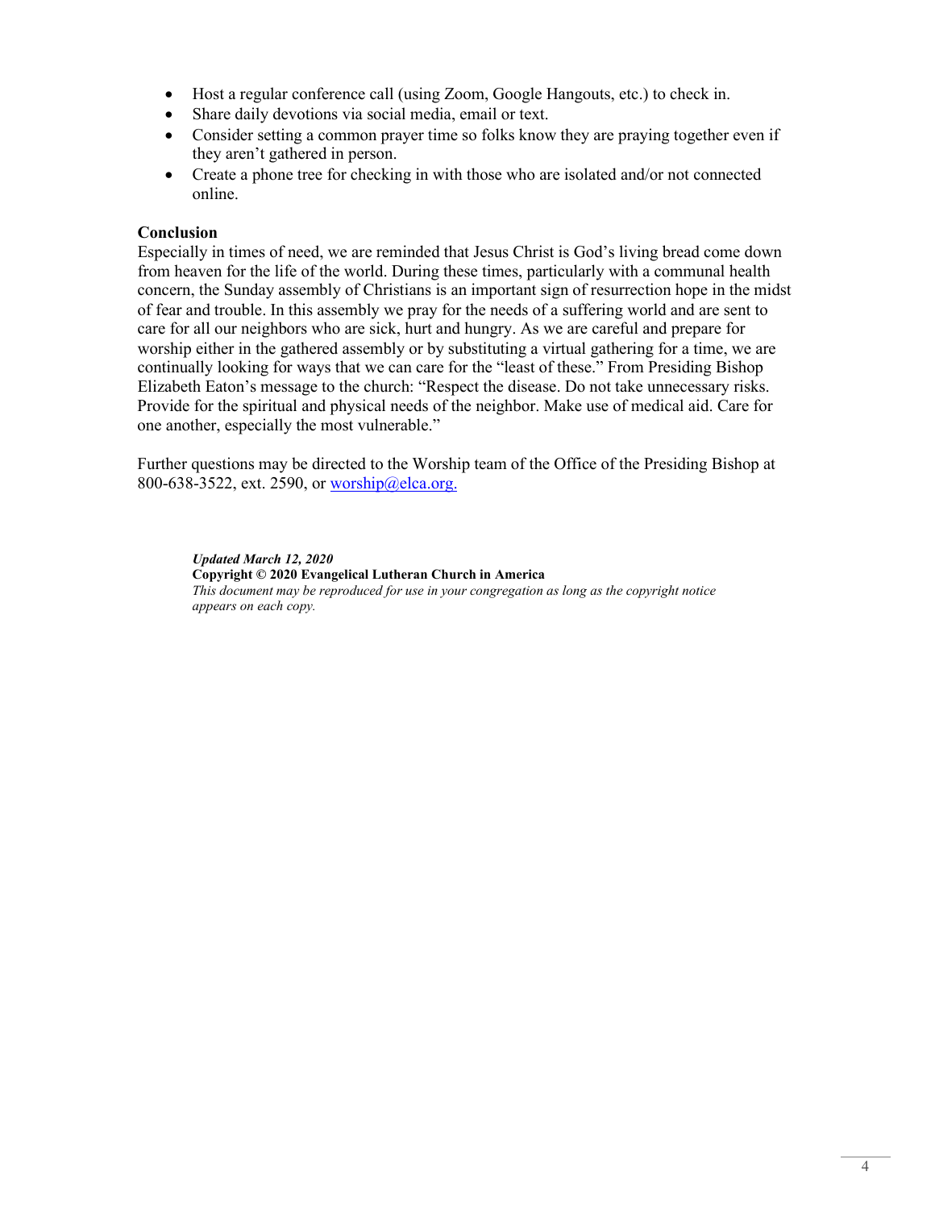- Host a regular conference call (using Zoom, Google Hangouts, etc.) to check in.
- Share daily devotions via social media, email or text.
- Consider setting a common prayer time so folks know they are praying together even if they aren't gathered in person.
- Create a phone tree for checking in with those who are isolated and/or not connected online.

**Conclusion**

Especially in times of need, we are reminded that Jesus Christ is God's living bread come down from heaven for the life of the world. During these times, particularly with a communal health concern, the Sunday assembly of Christians is an important sign of resurrection hope in the midst of fear and trouble. In this assembly we pray for the needs of a suffering world and are sent to care for all our neighbors who are sick, hurt and hungry. As we are careful and prepare for worship either in the gathered assembly or by substituting a virtual gathering for a time, we are continually looking for ways that we can care for the "least of these." From Presiding Bishop Elizabeth Eaton's message to the church: "Respect the disease. Do not take unnecessary risks. Provide for the spiritual and physical needs of the neighbor. Make use of medical aid. Care for one another, especially the most vulnerable."

Further questions may be directed to the Worship team of the Office of the Presiding Bishop at 800-638-3522, ext. 2590, or [worship@elca.org.](mailto:worship@elca.org)

***Updated March 12, 2020***
**Copyright © 2020 Evangelical Lutheran Church in America**
*This document may be reproduced for use in your congregation as long as the copyright notice appears on each copy.*